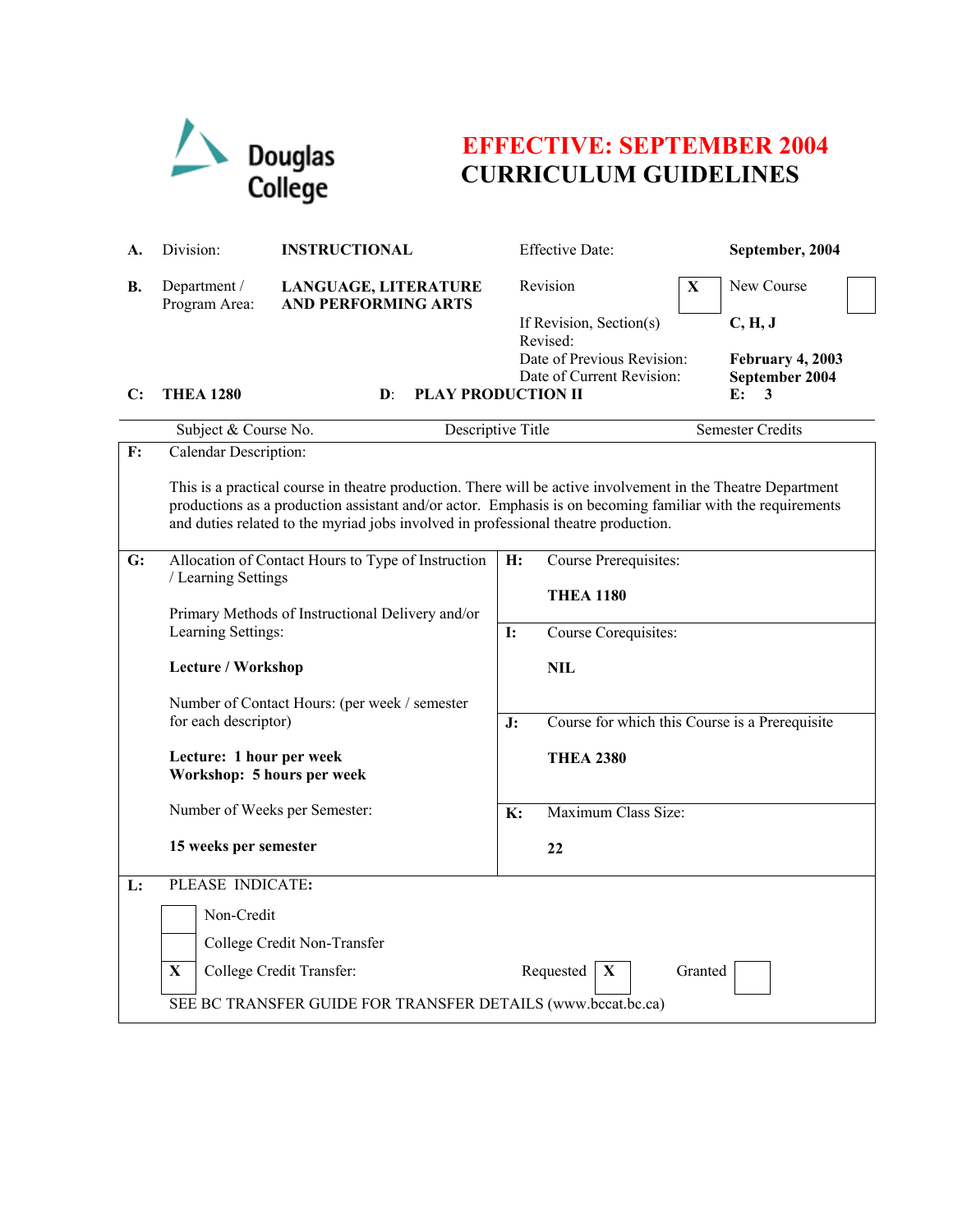Douglas College

# EFFECTIVE: SEPTEMBER 2004
# CURRICULUM GUIDELINES

| | | | | | |
|---|---|---|---|---|---|
| **A.** | Division: | **INSTRUCTIONAL** | Effective Date: | **September, 2004** | |
| **B.** | Department / Program Area: | **LANGUAGE, LITERATURE AND PERFORMING ARTS** | Revision **X** | New Course | |
| | | | If Revision, Section(s) Revised: | **C, H, J** | |
| | | | Date of Previous Revision: | **February 4, 2003** | |
| | | | Date of Current Revision: | **September 2004** | |

| **C:** **THEA 1280** | **D:** **PLAY PRODUCTION II** | **E:** **3** |
|---|---|---|
| Subject & Course No. | Descriptive Title | Semester Credits |

**F:** Calendar Description:

This is a practical course in theatre production. There will be active involvement in the Theatre Department productions as a production assistant and/or actor. Emphasis is on becoming familiar with the requirements and duties related to the myriad jobs involved in professional theatre production.

**G:** Allocation of Contact Hours to Type of Instruction / Learning Settings

Primary Methods of Instructional Delivery and/or Learning Settings:

**Lecture / Workshop**

Number of Contact Hours: (per week / semester for each descriptor)

**Lecture: 1 hour per week**
**Workshop: 5 hours per week**

Number of Weeks per Semester:

**15 weeks per semester**

**H:** Course Prerequisites:

**THEA 1180**

**I:** Course Corequisites:

**NIL**

**J:** Course for which this Course is a Prerequisite

**THEA 2380**

**K:** Maximum Class Size:

**22**

**L:** PLEASE INDICATE:

- [ ] Non-Credit
- [ ] College Credit Non-Transfer
- [X] College Credit Transfer: Requested [X] Granted [ ]

SEE BC TRANSFER GUIDE FOR TRANSFER DETAILS (www.bccat.bc.ca)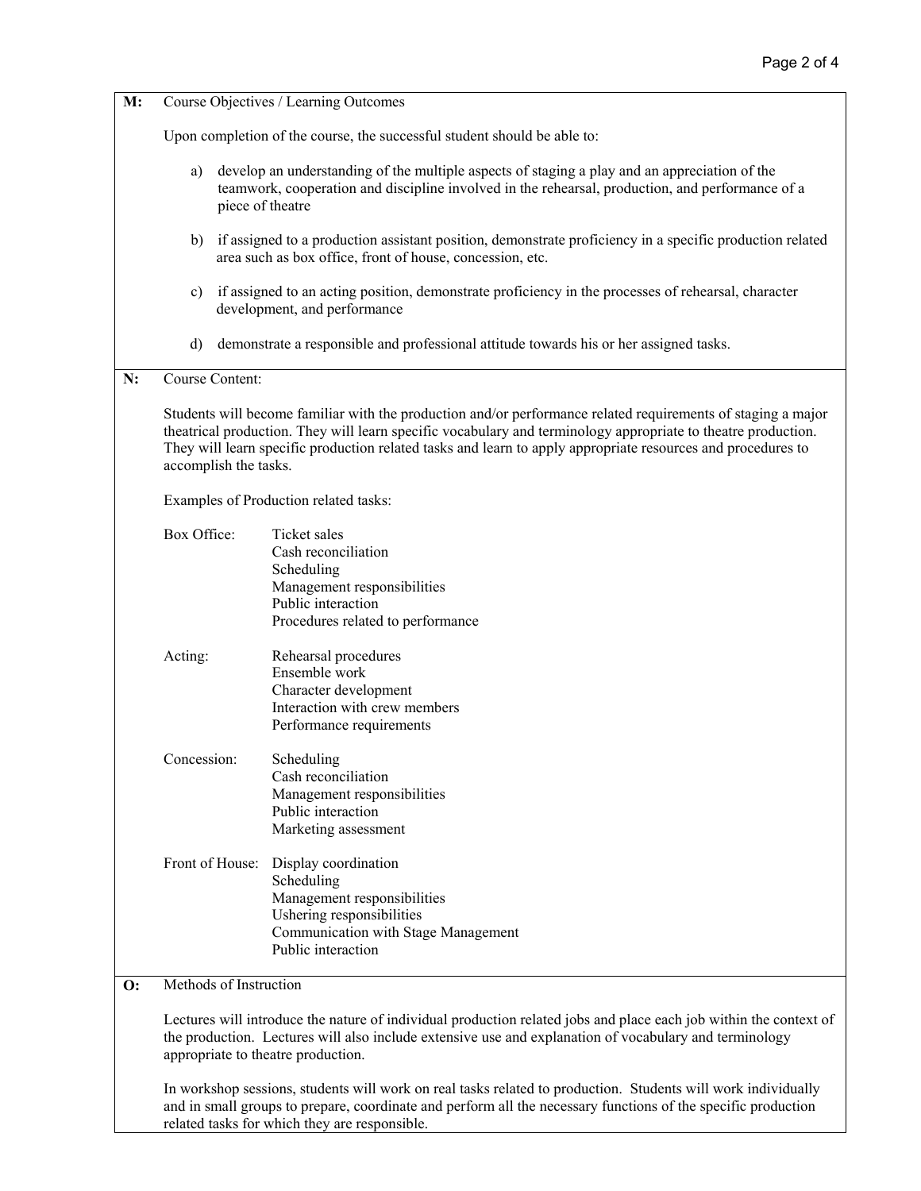**M:** Course Objectives / Learning Outcomes

Upon completion of the course, the successful student should be able to:

a) develop an understanding of the multiple aspects of staging a play and an appreciation of the teamwork, cooperation and discipline involved in the rehearsal, production, and performance of a piece of theatre

b) if assigned to a production assistant position, demonstrate proficiency in a specific production related area such as box office, front of house, concession, etc.

c) if assigned to an acting position, demonstrate proficiency in the processes of rehearsal, character development, and performance

d) demonstrate a responsible and professional attitude towards his or her assigned tasks.

**N:** Course Content:

Students will become familiar with the production and/or performance related requirements of staging a major theatrical production. They will learn specific vocabulary and terminology appropriate to theatre production. They will learn specific production related tasks and learn to apply appropriate resources and procedures to accomplish the tasks.

Examples of Production related tasks:

Box Office:
- Ticket sales
- Cash reconciliation
- Scheduling
- Management responsibilities
- Public interaction
- Procedures related to performance

Acting:
- Rehearsal procedures
- Ensemble work
- Character development
- Interaction with crew members
- Performance requirements

Concession:
- Scheduling
- Cash reconciliation
- Management responsibilities
- Public interaction
- Marketing assessment

Front of House:
- Display coordination
- Scheduling
- Management responsibilities
- Ushering responsibilities
- Communication with Stage Management
- Public interaction

**O:** Methods of Instruction

Lectures will introduce the nature of individual production related jobs and place each job within the context of the production. Lectures will also include extensive use and explanation of vocabulary and terminology appropriate to theatre production.

In workshop sessions, students will work on real tasks related to production. Students will work individually and in small groups to prepare, coordinate and perform all the necessary functions of the specific production related tasks for which they are responsible.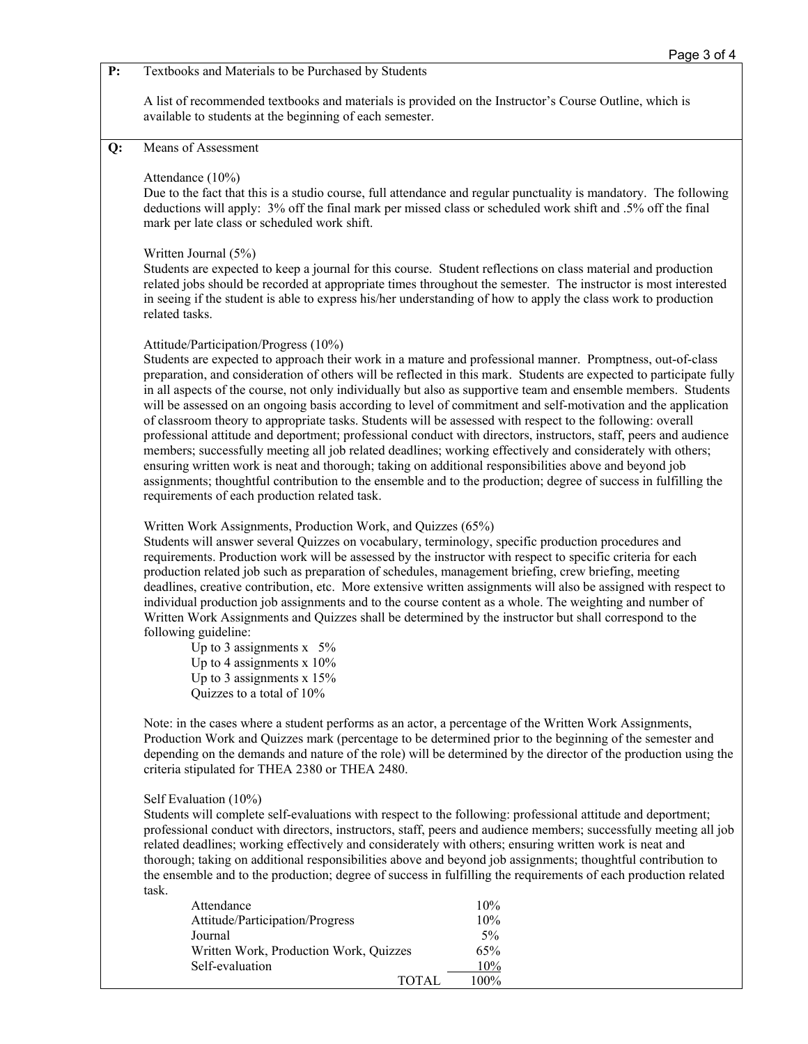**P:** Textbooks and Materials to be Purchased by Students

A list of recommended textbooks and materials is provided on the Instructor's Course Outline, which is available to students at the beginning of each semester.

**Q:** Means of Assessment

Attendance (10%)
Due to the fact that this is a studio course, full attendance and regular punctuality is mandatory. The following deductions will apply: 3% off the final mark per missed class or scheduled work shift and .5% off the final mark per late class or scheduled work shift.

Written Journal (5%)
Students are expected to keep a journal for this course. Student reflections on class material and production related jobs should be recorded at appropriate times throughout the semester. The instructor is most interested in seeing if the student is able to express his/her understanding of how to apply the class work to production related tasks.

Attitude/Participation/Progress (10%)
Students are expected to approach their work in a mature and professional manner. Promptness, out-of-class preparation, and consideration of others will be reflected in this mark. Students are expected to participate fully in all aspects of the course, not only individually but also as supportive team and ensemble members. Students will be assessed on an ongoing basis according to level of commitment and self-motivation and the application of classroom theory to appropriate tasks. Students will be assessed with respect to the following: overall professional attitude and deportment; professional conduct with directors, instructors, staff, peers and audience members; successfully meeting all job related deadlines; working effectively and considerately with others; ensuring written work is neat and thorough; taking on additional responsibilities above and beyond job assignments; thoughtful contribution to the ensemble and to the production; degree of success in fulfilling the requirements of each production related task.

Written Work Assignments, Production Work, and Quizzes (65%)
Students will answer several Quizzes on vocabulary, terminology, specific production procedures and requirements. Production work will be assessed by the instructor with respect to specific criteria for each production related job such as preparation of schedules, management briefing, crew briefing, meeting deadlines, creative contribution, etc. More extensive written assignments will also be assigned with respect to individual production job assignments and to the course content as a whole. The weighting and number of Written Work Assignments and Quizzes shall be determined by the instructor but shall correspond to the following guideline:

- Up to 3 assignments x 5%
- Up to 4 assignments x 10%
- Up to 3 assignments x 15%
- Quizzes to a total of 10%

Note: in the cases where a student performs as an actor, a percentage of the Written Work Assignments, Production Work and Quizzes mark (percentage to be determined prior to the beginning of the semester and depending on the demands and nature of the role) will be determined by the director of the production using the criteria stipulated for THEA 2380 or THEA 2480.

Self Evaluation (10%)
Students will complete self-evaluations with respect to the following: professional attitude and deportment; professional conduct with directors, instructors, staff, peers and audience members; successfully meeting all job related deadlines; working effectively and considerately with others; ensuring written work is neat and thorough; taking on additional responsibilities above and beyond job assignments; thoughtful contribution to the ensemble and to the production; degree of success in fulfilling the requirements of each production related task.

| Component | Weight |
|---|---|
| Attendance | 10% |
| Attitude/Participation/Progress | 10% |
| Journal | 5% |
| Written Work, Production Work, Quizzes | 65% |
| Self-evaluation | 10% |
| TOTAL | 100% |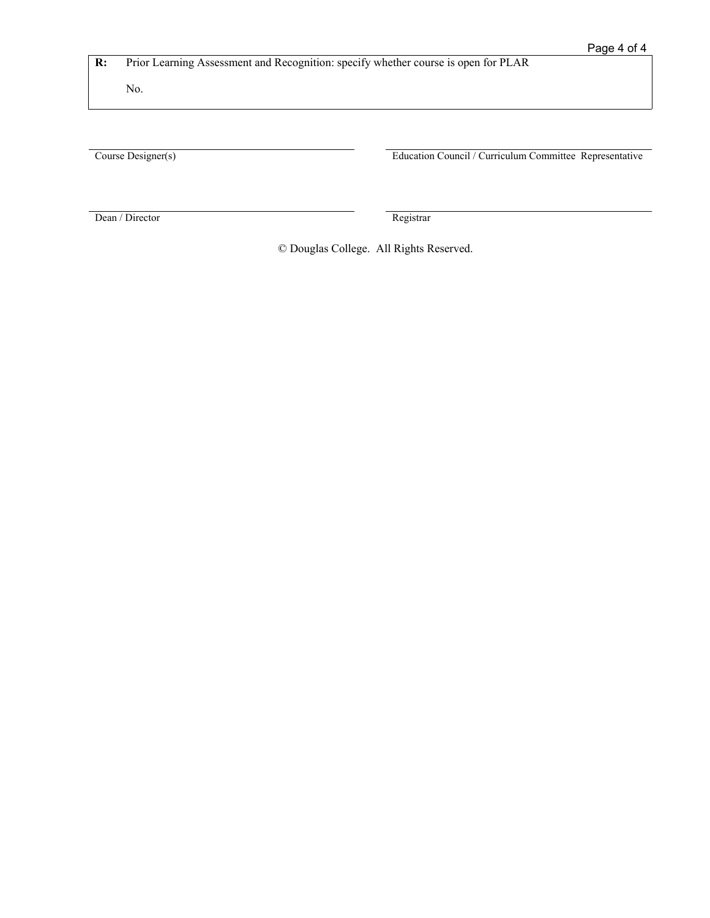| | |
|---|---|
| **R:** | Prior Learning Assessment and Recognition: specify whether course is open for PLAR<br><br>No. |

Course Designer(s)

Education Council / Curriculum Committee Representative

Dean / Director

Registrar

© Douglas College. All Rights Reserved.